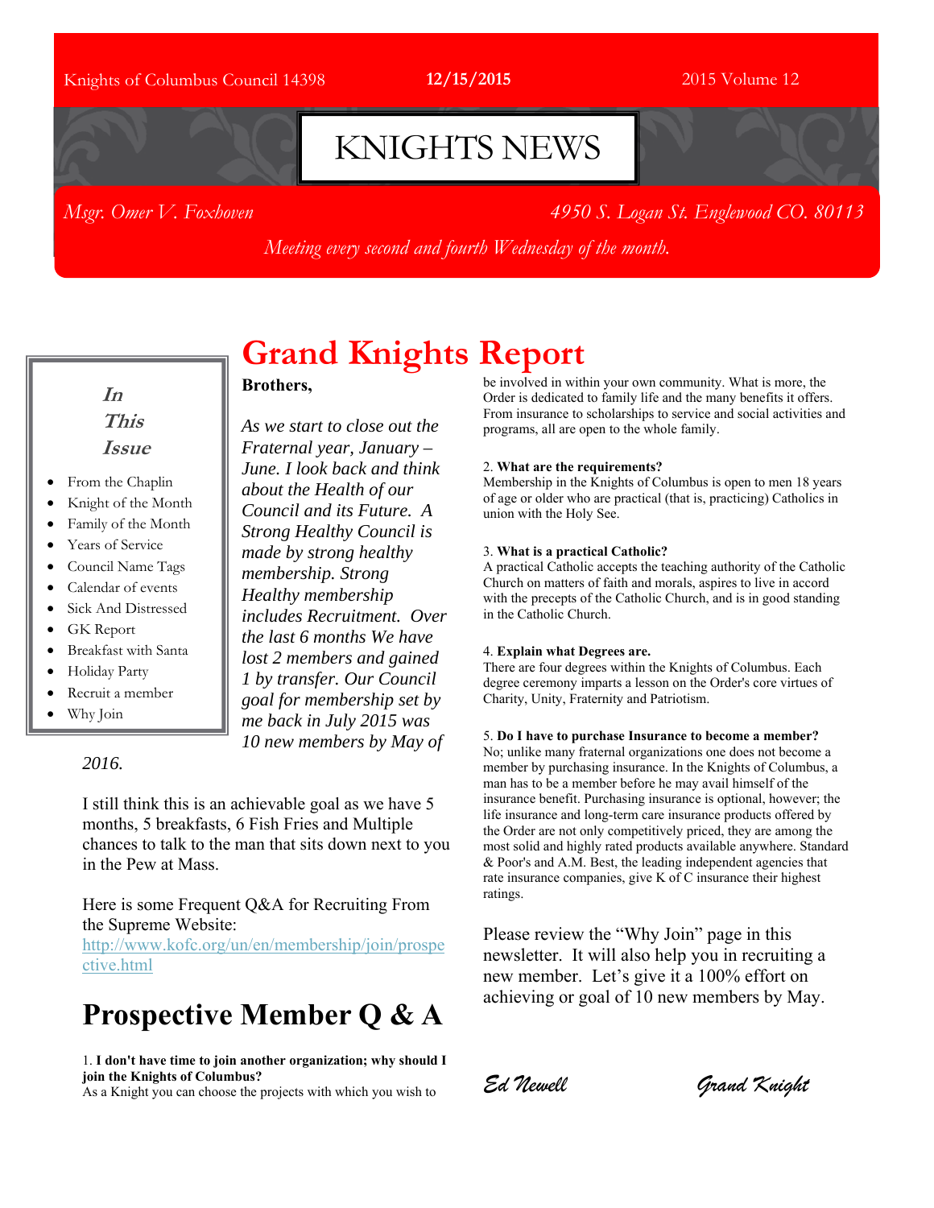Knights of Columbus Council 14398 **12/15/2015** 2015 Volume 12

# KNIGHTS NEWS

*Msgr. Omer V. Foxhoven* *4950 S. Logan St. Englewood CO. 80113*

*Meeting every second and fourth Wednesday of the month.*

***In This Issue***

- From the Chaplin
- Knight of the Month
- Family of the Month
- Years of Service
- Council Name Tags
- Calendar of events
- Sick And Distressed
- GK Report
- Breakfast with Santa
- Holiday Party
- Recruit a member
- Why Join

# Grand Knights Report

**Brothers,**

*As we start to close out the Fraternal year, January – June. I look back and think about the Health of our Council and its Future. A Strong Healthy Council is made by strong healthy membership. Strong Healthy membership includes Recruitment. Over the last 6 months We have lost 2 members and gained 1 by transfer. Our Council goal for membership set by me back in July 2015 was 10 new members by May of 2016.*

I still think this is an achievable goal as we have 5 months, 5 breakfasts, 6 Fish Fries and Multiple chances to talk to the man that sits down next to you in the Pew at Mass.

Here is some Frequent Q&A for Recruiting From the Supreme Website:
http://www.kofc.org/un/en/membership/join/prospective.html

## Prospective Member Q & A

1. **I don't have time to join another organization; why should I join the Knights of Columbus?**
As a Knight you can choose the projects with which you wish to be involved in within your own community. What is more, the Order is dedicated to family life and the many benefits it offers. From insurance to scholarships to service and social activities and programs, all are open to the whole family.

2. **What are the requirements?**
Membership in the Knights of Columbus is open to men 18 years of age or older who are practical (that is, practicing) Catholics in union with the Holy See.

3. **What is a practical Catholic?**
A practical Catholic accepts the teaching authority of the Catholic Church on matters of faith and morals, aspires to live in accord with the precepts of the Catholic Church, and is in good standing in the Catholic Church.

4. **Explain what Degrees are.**
There are four degrees within the Knights of Columbus. Each degree ceremony imparts a lesson on the Order's core virtues of Charity, Unity, Fraternity and Patriotism.

5. **Do I have to purchase Insurance to become a member?**
No; unlike many fraternal organizations one does not become a member by purchasing insurance. In the Knights of Columbus, a man has to be a member before he may avail himself of the insurance benefit. Purchasing insurance is optional, however; the life insurance and long-term care insurance products offered by the Order are not only competitively priced, they are among the most solid and highly rated products available anywhere. Standard & Poor's and A.M. Best, the leading independent agencies that rate insurance companies, give K of C insurance their highest ratings.

Please review the "Why Join" page in this newsletter. It will also help you in recruiting a new member. Let's give it a 100% effort on achieving or goal of 10 new members by May.

*Ed Newell* *Grand Knight*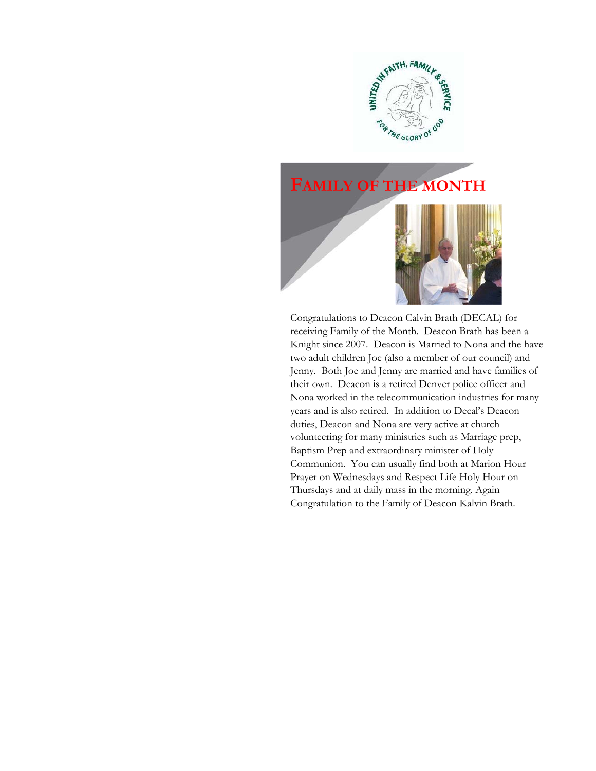UNITED IN FAITH, FAMILY & SERVICE FOR THE GLORY OF GOD

# FAMILY OF THE MONTH

Congratulations to Deacon Calvin Brath (DECAL) for receiving Family of the Month. Deacon Brath has been a Knight since 2007. Deacon is Married to Nona and the have two adult children Joe (also a member of our council) and Jenny. Both Joe and Jenny are married and have families of their own. Deacon is a retired Denver police officer and Nona worked in the telecommunication industries for many years and is also retired. In addition to Decal's Deacon duties, Deacon and Nona are very active at church volunteering for many ministries such as Marriage prep, Baptism Prep and extraordinary minister of Holy Communion. You can usually find both at Marion Hour Prayer on Wednesdays and Respect Life Holy Hour on Thursdays and at daily mass in the morning. Again Congratulation to the Family of Deacon Kalvin Brath.